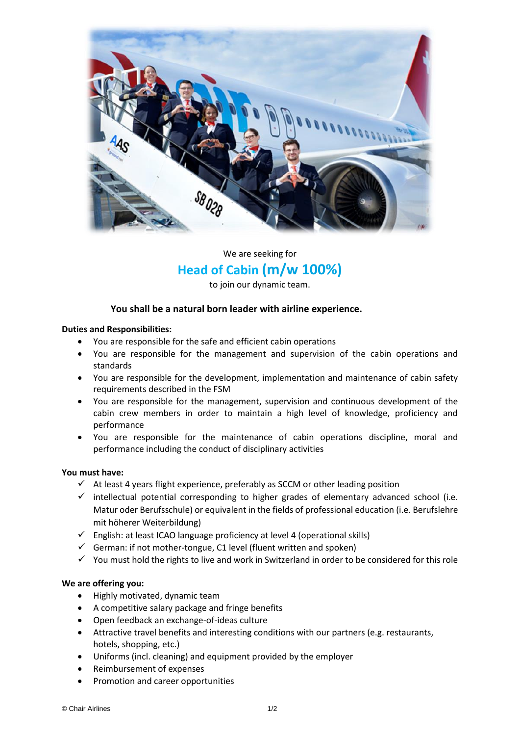We are seeking for

# Head of Cabin (m/w 100%)

to join our dynamic team.

**You shall be a natural born leader with airline experience.**

**Duties and Responsibilities:**

- You are responsible for the safe and efficient cabin operations
- You are responsible for the management and supervision of the cabin operations and standards
- You are responsible for the development, implementation and maintenance of cabin safety requirements described in the FSM
- You are responsible for the management, supervision and continuous development of the cabin crew members in order to maintain a high level of knowledge, proficiency and performance
- You are responsible for the maintenance of cabin operations discipline, moral and performance including the conduct of disciplinary activities

**You must have:**

- ✓ At least 4 years flight experience, preferably as SCCM or other leading position
- ✓ intellectual potential corresponding to higher grades of elementary advanced school (i.e. Matur oder Berufsschule) or equivalent in the fields of professional education (i.e. Berufslehre mit höherer Weiterbildung)
- ✓ English: at least ICAO language proficiency at level 4 (operational skills)
- ✓ German: if not mother-tongue, C1 level (fluent written and spoken)
- ✓ You must hold the rights to live and work in Switzerland in order to be considered for this role

**We are offering you:**

- Highly motivated, dynamic team
- A competitive salary package and fringe benefits
- Open feedback an exchange-of-ideas culture
- Attractive travel benefits and interesting conditions with our partners (e.g. restaurants, hotels, shopping, etc.)
- Uniforms (incl. cleaning) and equipment provided by the employer
- Reimbursement of expenses
- Promotion and career opportunities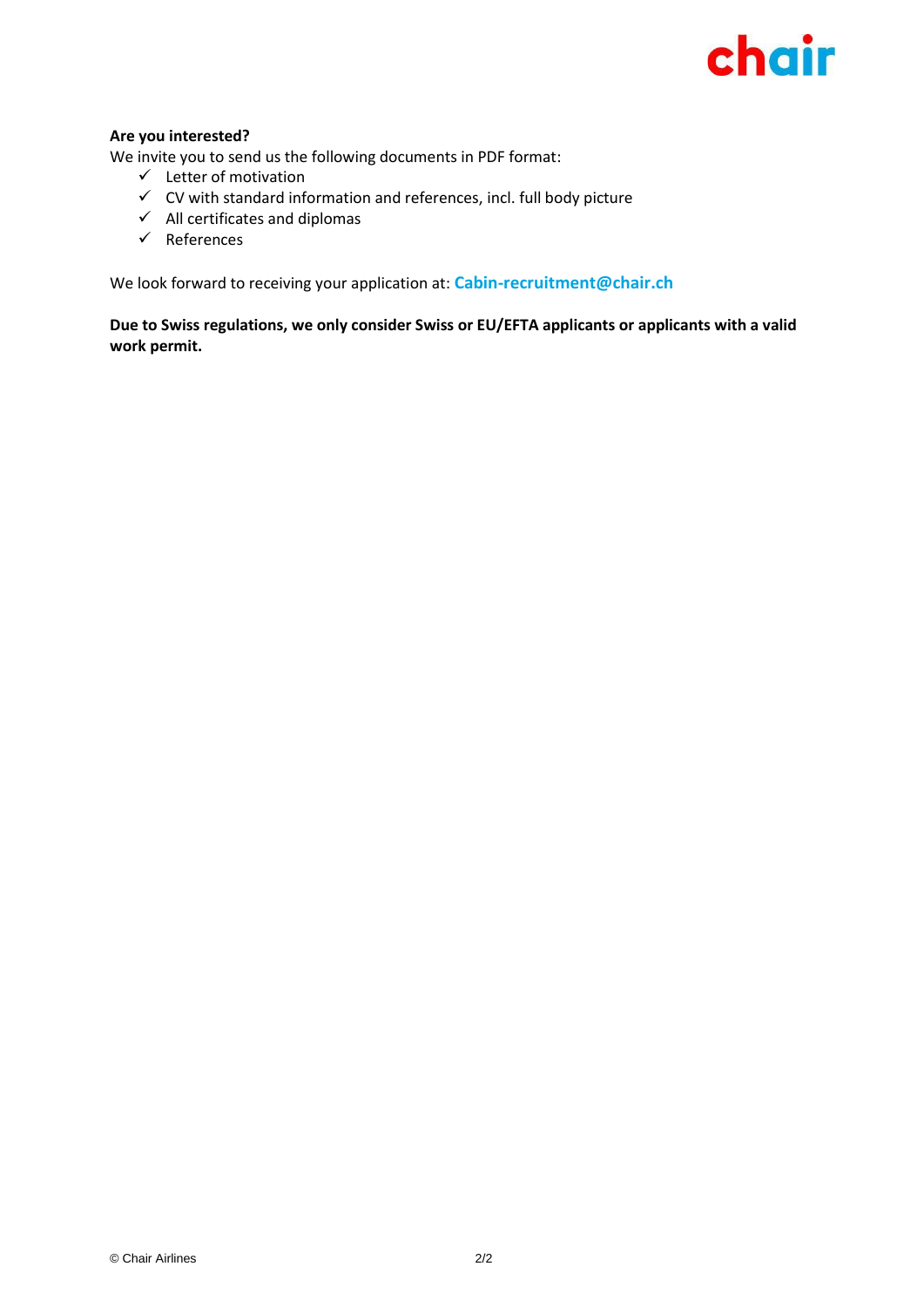**Are you interested?**

We invite you to send us the following documents in PDF format:

- ✓ Letter of motivation
- ✓ CV with standard information and references, incl. full body picture
- ✓ All certificates and diplomas
- ✓ References

We look forward to receiving your application at: **Cabin-recruitment@chair.ch**

**Due to Swiss regulations, we only consider Swiss or EU/EFTA applicants or applicants with a valid work permit.**